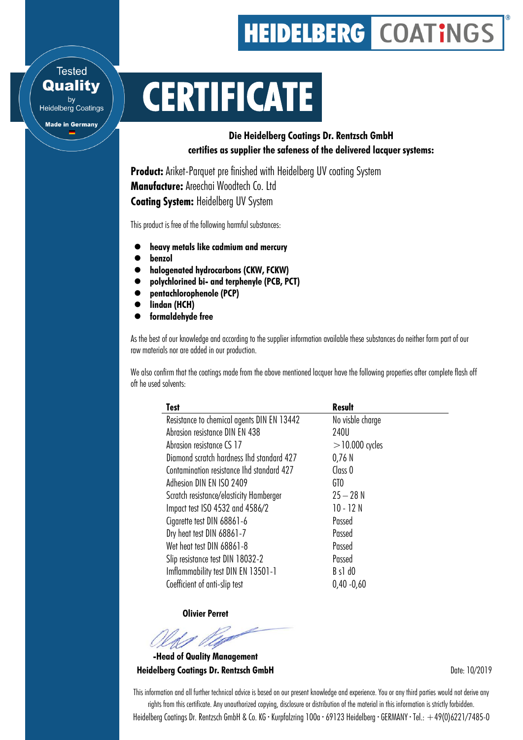# HEIDELBERG COATiNGS

Tested **Quality** by Heidelberg Coatings

**Made in Germany**

# CERTIFICATE

**Die Heidelberg Coatings Dr. Rentzsch GmbH**
**certifies as supplier the safeness of the delivered lacquer systems:**

**Product:** Ariket-Parquet pre finished with Heidelberg UV coating System
**Manufacture:** Areechai Woodtech Co. Ltd
**Coating System:** Heidelberg UV System

This product is free of the following harmful substances:

- **heavy metals like cadmium and mercury**
- **benzol**
- **halogenated hydrocarbons (CKW, FCKW)**
- **polychlorined bi- and terphenyle (PCB, PCT)**
- **pentachlorophenole (PCP)**
- **lindan (HCH)**
- **formaldehyde free**

As the best of our knowledge and according to the supplier information available these substances do neither form part of our raw materials nor are added in our production.

We also confirm that the coatings made from the above mentioned lacquer have the following properties after complete flash off oft he used solvents:

| Test | Result |
|---|---|
| Resistance to chemical agents DIN EN 13442 | No visble charge |
| Abrasion resistance DIN EN 438 | 240U |
| Abrasion resistance CS 17 | >10.000 cycles |
| Diamond scratch hardness Ihd standard 427 | 0,76 N |
| Contamination resistance Ihd standard 427 | Class 0 |
| Adhesion DIN EN ISO 2409 | GT0 |
| Scratch resistance/elasticity Hamberger | 25 – 28 N |
| Impact test ISO 4532 and 4586/2 | 10 - 12 N |
| Cigarette test DIN 68861-6 | Passed |
| Dry heat test DIN 68861-7 | Passed |
| Wet heat test DIN 68861-8 | Passed |
| Slip resistance test DIN 18032-2 | Passed |
| Imflammability test DIN EN 13501-1 | B s1 d0 |
| Coefficient of anti-slip test | 0,40 -0,60 |

**Olivier Perret**

**-Head of Quality Management**
**Heidelberg Coatings Dr. Rentzsch GmbH**

Date: 10/2019

This information and all further technical advice is based on our present knowledge and experience. You or any third parties would not derive any rights from this certificate. Any unauthorized copying, disclosure or distribution of the material in this information is strictly forbidden.

Heidelberg Coatings Dr. Rentzsch GmbH & Co. KG · Kurpfalzring 100a · 69123 Heidelberg · GERMANY · Tel.: +49(0)6221/7485-0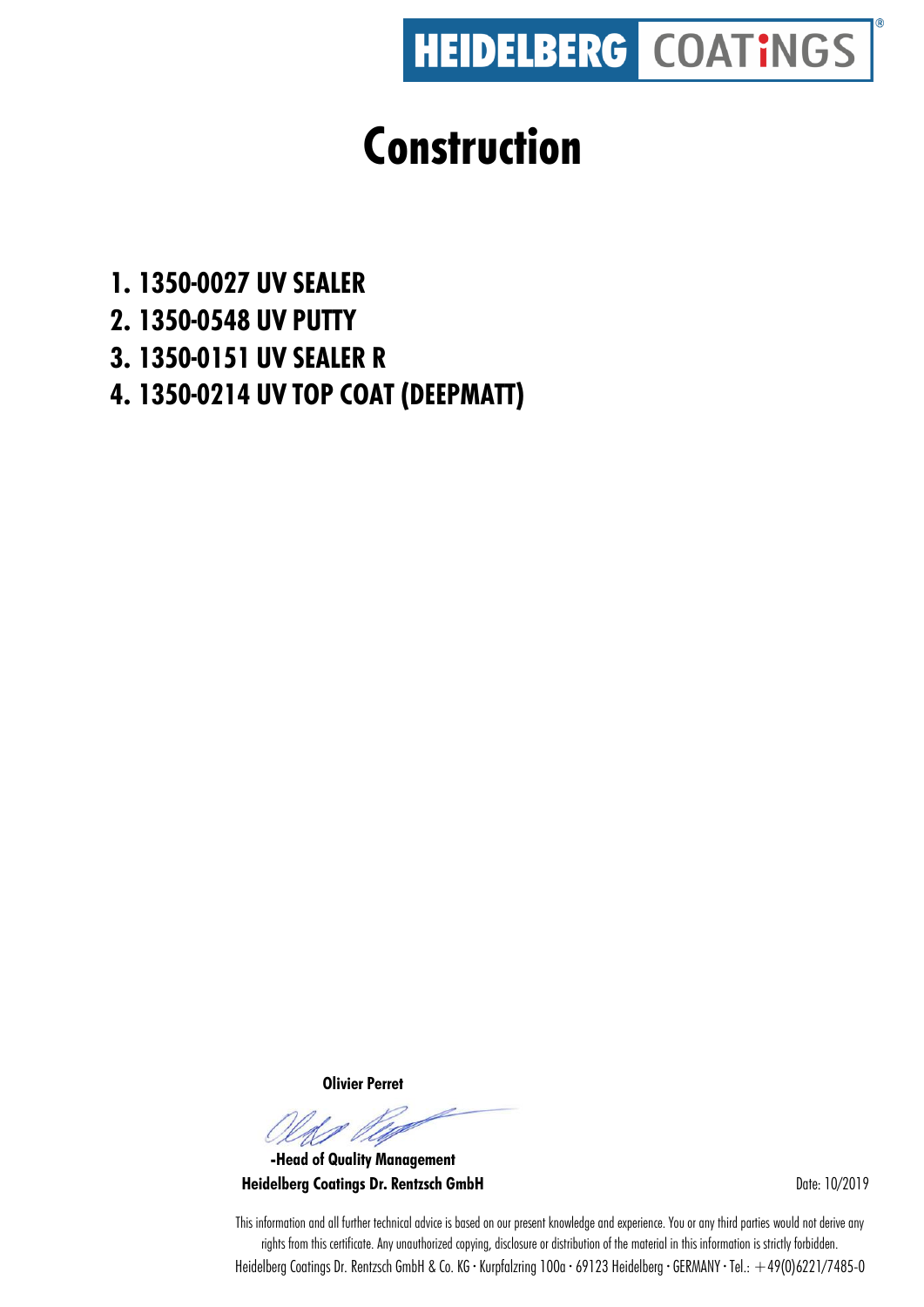# Construction

1. **1350-0027 UV SEALER**
2. **1350-0548 UV PUTTY**
3. **1350-0151 UV SEALER R**
4. **1350-0214 UV TOP COAT (DEEPMATT)**

**Olivier Perret**

**-Head of Quality Management**
**Heidelberg Coatings Dr. Rentzsch GmbH**

Date: 10/2019

This information and all further technical advice is based on our present knowledge and experience. You or any third parties would not derive any rights from this certificate. Any unauthorized copying, disclosure or distribution of the material in this information is strictly forbidden.

Heidelberg Coatings Dr. Rentzsch GmbH & Co. KG · Kurpfalzring 100a · 69123 Heidelberg · GERMANY · Tel.: +49(0)6221/7485-0